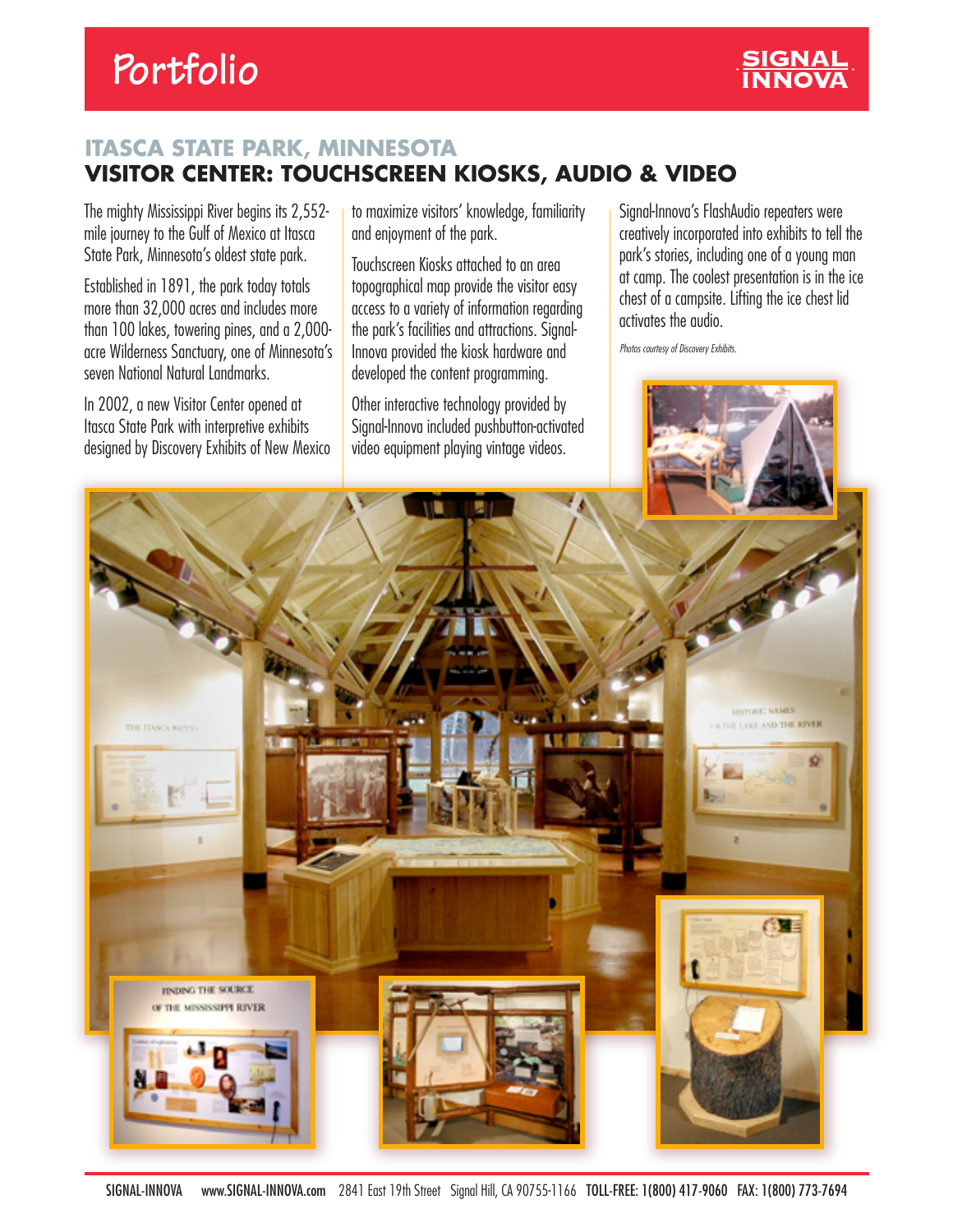# Portfolio

**SIGNAL INNOVA**

## ITASCA STATE PARK, MINNESOTA

## VISITOR CENTER: TOUCHSCREEN KIOSKS, AUDIO & VIDEO

The mighty Mississippi River begins its 2,552-mile journey to the Gulf of Mexico at Itasca State Park, Minnesota's oldest state park.

Established in 1891, the park today totals more than 32,000 acres and includes more than 100 lakes, towering pines, and a 2,000-acre Wilderness Sanctuary, one of Minnesota's seven National Natural Landmarks.

In 2002, a new Visitor Center opened at Itasca State Park with interpretive exhibits designed by Discovery Exhibits of New Mexico to maximize visitors' knowledge, familiarity and enjoyment of the park.

Touchscreen Kiosks attached to an area topographical map provide the visitor easy access to a variety of information regarding the park's facilities and attractions. Signal-Innova provided the kiosk hardware and developed the content programming.

Other interactive technology provided by Signal-Innova included pushbutton-activated video equipment playing vintage videos.

Signal-Innova's FlashAudio repeaters were creatively incorporated into exhibits to tell the park's stories, including one of a young man at camp. The coolest presentation is in the ice chest of a campsite. Lifting the ice chest lid activates the audio.

*Photos courtesy of Discovery Exhibits.*

SIGNAL-INNOVA www.SIGNAL-INNOVA.com 2841 East 19th Street Signal Hill, CA 90755-1166 **TOLL-FREE: 1(800) 417-9060 FAX: 1(800) 773-7694**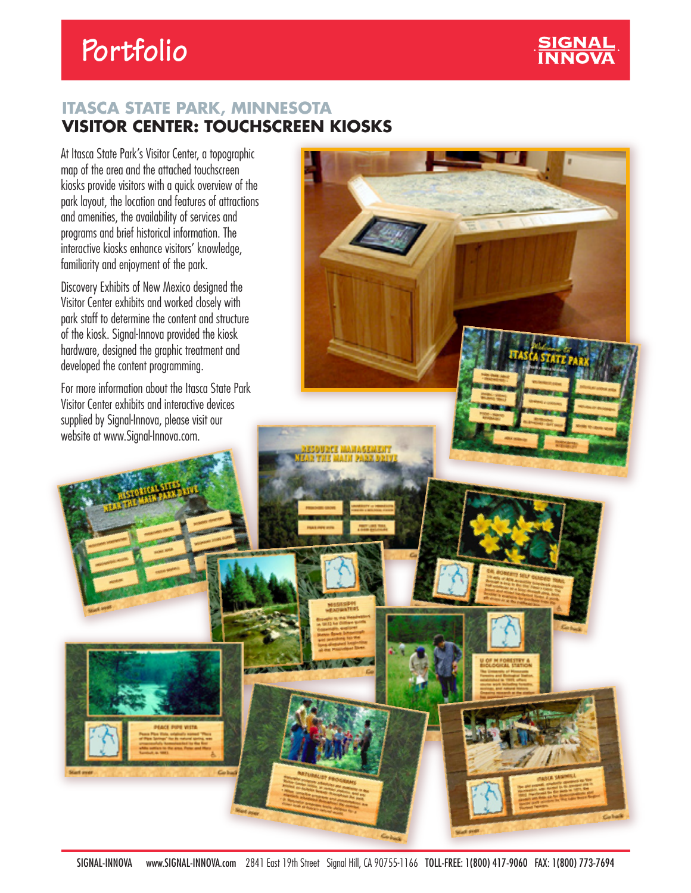# Portfolio

SIGNAL INNOVA

## ITASCA STATE PARK, MINNESOTA

## VISITOR CENTER: TOUCHSCREEN KIOSKS

At Itasca State Park's Visitor Center, a topographic map of the area and the attached touchscreen kiosks provide visitors with a quick overview of the park layout, the location and features of attractions and amenities, the availability of services and programs and brief historical information. The interactive kiosks enhance visitors' knowledge, familiarity and enjoyment of the park.

Discovery Exhibits of New Mexico designed the Visitor Center exhibits and worked closely with park staff to determine the content and structure of the kiosk. Signal-Innova provided the kiosk hardware, designed the graphic treatment and developed the content programming.

For more information about the Itasca State Park Visitor Center exhibits and interactive devices supplied by Signal-Innova, please visit our website at www.Signal-Innova.com.

SIGNAL-INNOVA www.SIGNAL-INNOVA.com 2841 East 19th Street Signal Hill, CA 90755-1166 TOLL-FREE: 1(800) 417-9060 FAX: 1(800) 773-7694